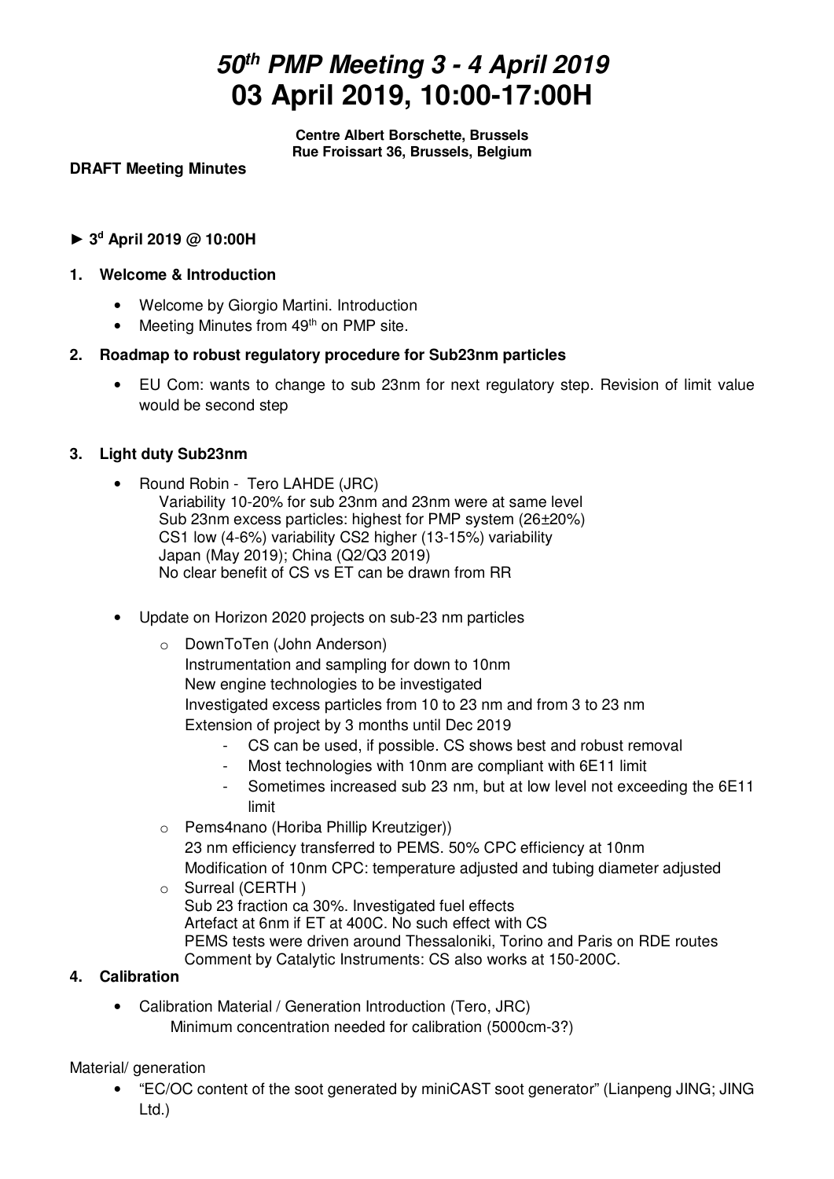# *50th PMP Meeting 3 - 4 April 2019*
# 03 April 2019, 10:00-17:00H

**Centre Albert Borschette, Brussels**
**Rue Froissart 36, Brussels, Belgium**

**DRAFT Meeting Minutes**

### ► 3d April 2019 @ 10:00H

#### 1. Welcome & Introduction

- Welcome by Giorgio Martini. Introduction
- Meeting Minutes from 49th on PMP site.

#### 2. Roadmap to robust regulatory procedure for Sub23nm particles

- EU Com: wants to change to sub 23nm for next regulatory step. Revision of limit value would be second step

#### 3. Light duty Sub23nm

- Round Robin - Tero LAHDE (JRC)
  Variability 10-20% for sub 23nm and 23nm were at same level
  Sub 23nm excess particles: highest for PMP system (26±20%)
  CS1 low (4-6%) variability CS2 higher (13-15%) variability
  Japan (May 2019); China (Q2/Q3 2019)
  No clear benefit of CS vs ET can be drawn from RR

- Update on Horizon 2020 projects on sub-23 nm particles
  - DownToTen (John Anderson)
    Instrumentation and sampling for down to 10nm
    New engine technologies to be investigated
    Investigated excess particles from 10 to 23 nm and from 3 to 23 nm
    Extension of project by 3 months until Dec 2019
    - CS can be used, if possible. CS shows best and robust removal
    - Most technologies with 10nm are compliant with 6E11 limit
    - Sometimes increased sub 23 nm, but at low level not exceeding the 6E11 limit
  - Pems4nano (Horiba Phillip Kreutziger))
    23 nm efficiency transferred to PEMS. 50% CPC efficiency at 10nm
    Modification of 10nm CPC: temperature adjusted and tubing diameter adjusted
  - Surreal (CERTH )
    Sub 23 fraction ca 30%. Investigated fuel effects
    Artefact at 6nm if ET at 400C. No such effect with CS
    PEMS tests were driven around Thessaloniki, Torino and Paris on RDE routes
    Comment by Catalytic Instruments: CS also works at 150-200C.

#### 4. Calibration

- Calibration Material / Generation Introduction (Tero, JRC)
  Minimum concentration needed for calibration (5000cm-3?)

Material/ generation

- "EC/OC content of the soot generated by miniCAST soot generator" (Lianpeng JING; JING Ltd.)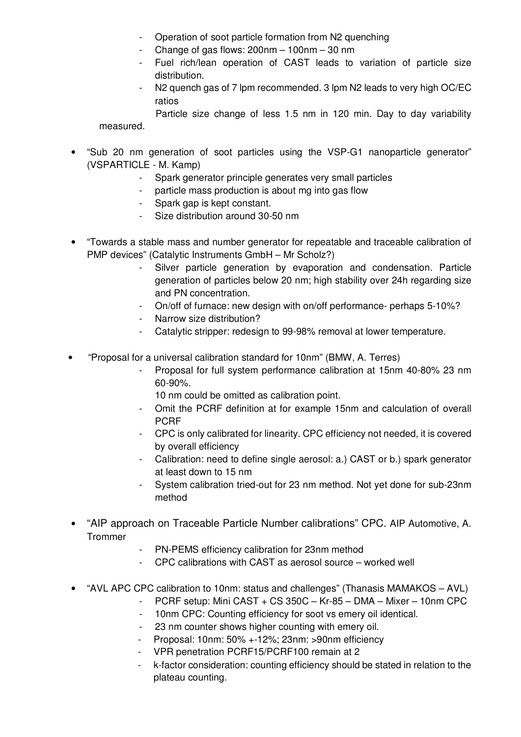- Operation of soot particle formation from N2 quenching
- Change of gas flows: 200nm – 100nm – 30 nm
- Fuel rich/lean operation of CAST leads to variation of particle size distribution.
- N2 quench gas of 7 lpm recommended. 3 lpm N2 leads to very high OC/EC ratios

  Particle size change of less 1.5 nm in 120 min. Day to day variability measured.

- "Sub 20 nm generation of soot particles using the VSP-G1 nanoparticle generator" (VSPARTICLE - M. Kamp)
  - Spark generator principle generates very small particles
  - particle mass production is about mg into gas flow
  - Spark gap is kept constant.
  - Size distribution around 30-50 nm

- "Towards a stable mass and number generator for repeatable and traceable calibration of PMP devices" (Catalytic Instruments GmbH – Mr Scholz?)
  - Silver particle generation by evaporation and condensation. Particle generation of particles below 20 nm; high stability over 24h regarding size and PN concentration.
  - On/off of furnace: new design with on/off performance- perhaps 5-10%?
  - Narrow size distribution?
  - Catalytic stripper: redesign to 99-98% removal at lower temperature.

- "Proposal for a universal calibration standard for 10nm" (BMW, A. Terres)
  - Proposal for full system performance calibration at 15nm 40-80% 23 nm 60-90%.

    10 nm could be omitted as calibration point.
  - Omit the PCRF definition at for example 15nm and calculation of overall PCRF
  - CPC is only calibrated for linearity. CPC efficiency not needed, it is covered by overall efficiency
  - Calibration: need to define single aerosol: a.) CAST or b.) spark generator at least down to 15 nm
  - System calibration tried-out for 23 nm method. Not yet done for sub-23nm method

- "AIP approach on Traceable Particle Number calibrations" CPC. AIP Automotive, A. Trommer
  - PN-PEMS efficiency calibration for 23nm method
  - CPC calibrations with CAST as aerosol source – worked well

- "AVL APC CPC calibration to 10nm: status and challenges" (Thanasis MAMAKOS – AVL)
  - PCRF setup: Mini CAST + CS 350C – Kr-85 – DMA – Mixer – 10nm CPC
  - 10nm CPC: Counting efficiency for soot vs emery oil identical.
  - 23 nm counter shows higher counting with emery oil.
  - Proposal: 10nm: 50% +-12%; 23nm: >90nm efficiency
  - VPR penetration PCRF15/PCRF100 remain at 2
  - k-factor consideration: counting efficiency should be stated in relation to the plateau counting.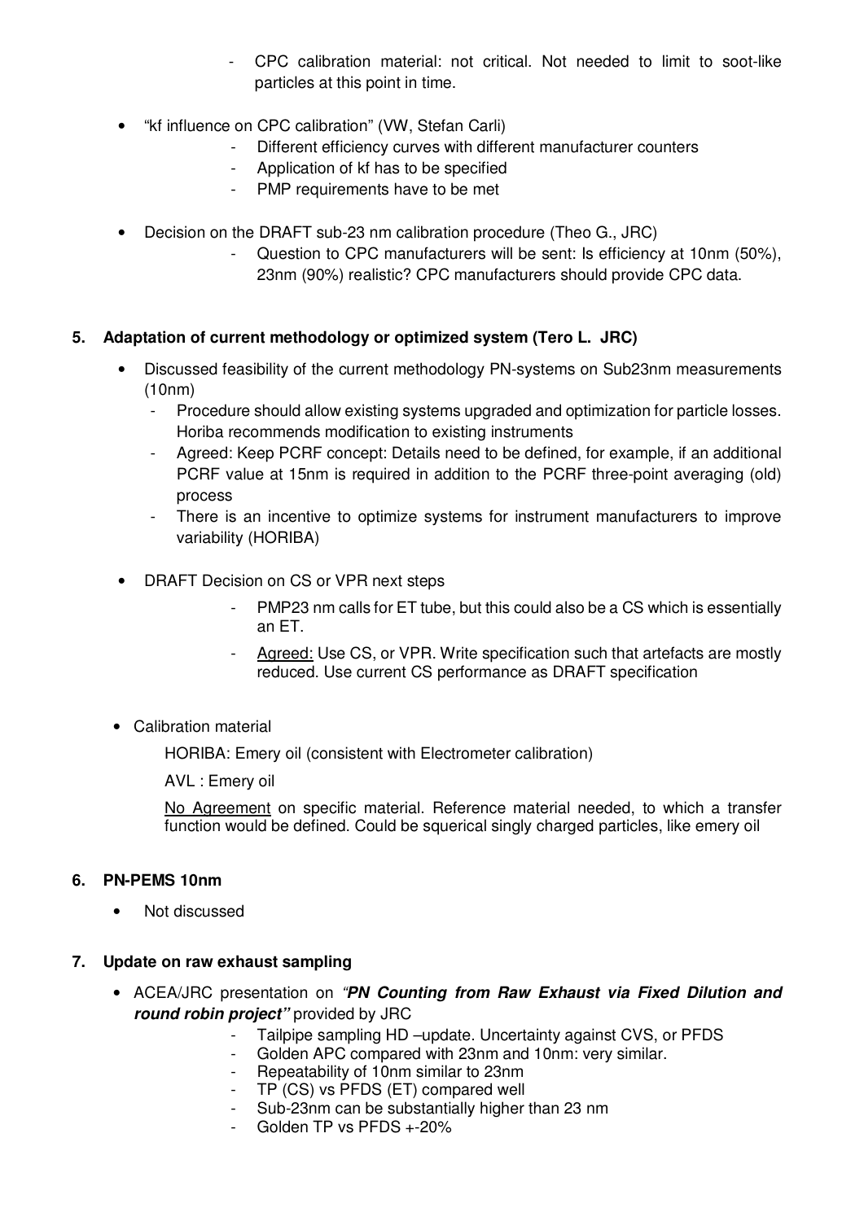- CPC calibration material: not critical. Not needed to limit to soot-like particles at this point in time.

- "kf influence on CPC calibration" (VW, Stefan Carli)
  - Different efficiency curves with different manufacturer counters
  - Application of kf has to be specified
  - PMP requirements have to be met

- Decision on the DRAFT sub-23 nm calibration procedure (Theo G., JRC)
  - Question to CPC manufacturers will be sent: Is efficiency at 10nm (50%), 23nm (90%) realistic? CPC manufacturers should provide CPC data.

**5. Adaptation of current methodology or optimized system (Tero L. JRC)**

- Discussed feasibility of the current methodology PN-systems on Sub23nm measurements (10nm)
  - Procedure should allow existing systems upgraded and optimization for particle losses. Horiba recommends modification to existing instruments
  - Agreed: Keep PCRF concept: Details need to be defined, for example, if an additional PCRF value at 15nm is required in addition to the PCRF three-point averaging (old) process
  - There is an incentive to optimize systems for instrument manufacturers to improve variability (HORIBA)

- DRAFT Decision on CS or VPR next steps
  - PMP23 nm calls for ET tube, but this could also be a CS which is essentially an ET.
  - <u>Agreed:</u> Use CS, or VPR. Write specification such that artefacts are mostly reduced. Use current CS performance as DRAFT specification

- Calibration material

  HORIBA: Emery oil (consistent with Electrometer calibration)

  AVL : Emery oil

  <u>No Agreement</u> on specific material. Reference material needed, to which a transfer function would be defined. Could be squerical singly charged particles, like emery oil

**6. PN-PEMS 10nm**

- Not discussed

**7. Update on raw exhaust sampling**

- ACEA/JRC presentation on ***"PN Counting from Raw Exhaust via Fixed Dilution and round robin project"*** provided by JRC
  - Tailpipe sampling HD –update. Uncertainty against CVS, or PFDS
  - Golden APC compared with 23nm and 10nm: very similar.
  - Repeatability of 10nm similar to 23nm
  - TP (CS) vs PFDS (ET) compared well
  - Sub-23nm can be substantially higher than 23 nm
  - Golden TP vs PFDS +-20%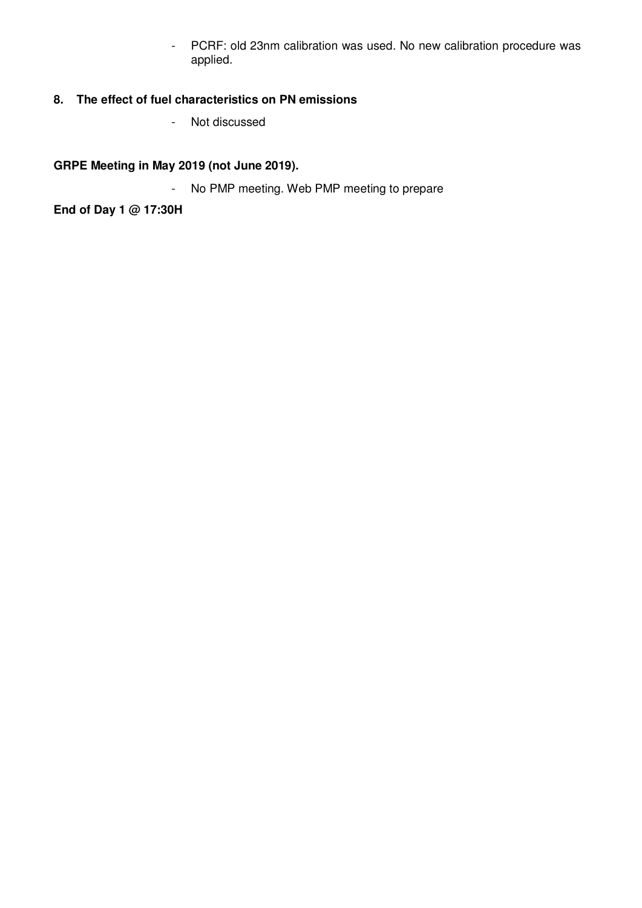- PCRF: old 23nm calibration was used. No new calibration procedure was applied.

## 8. The effect of fuel characteristics on PN emissions

- Not discussed

**GRPE Meeting in May 2019 (not June 2019).**

- No PMP meeting. Web PMP meeting to prepare

**End of Day 1 @ 17:30H**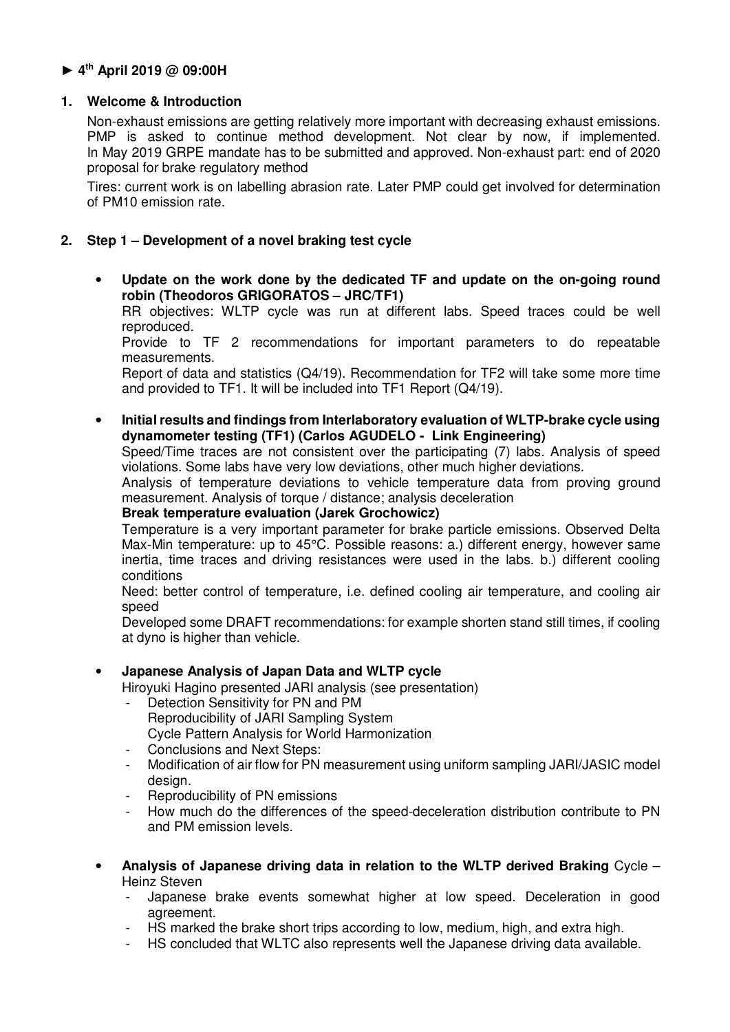► **4[th] April 2019 @ 09:00H**

**1. Welcome & Introduction**

Non-exhaust emissions are getting relatively more important with decreasing exhaust emissions. PMP is asked to continue method development. Not clear by now, if implemented. In May 2019 GRPE mandate has to be submitted and approved. Non-exhaust part: end of 2020 proposal for brake regulatory method

Tires: current work is on labelling abrasion rate. Later PMP could get involved for determination of PM10 emission rate.

**2. Step 1 – Development of a novel braking test cycle**

- **Update on the work done by the dedicated TF and update on the on-going round robin (Theodoros GRIGORATOS – JRC/TF1)**

  RR objectives: WLTP cycle was run at different labs. Speed traces could be well reproduced.

  Provide to TF 2 recommendations for important parameters to do repeatable measurements.

  Report of data and statistics (Q4/19). Recommendation for TF2 will take some more time and provided to TF1. It will be included into TF1 Report (Q4/19).

- **Initial results and findings from Interlaboratory evaluation of WLTP-brake cycle using dynamometer testing (TF1) (Carlos AGUDELO - Link Engineering)**

  Speed/Time traces are not consistent over the participating (7) labs. Analysis of speed violations. Some labs have very low deviations, other much higher deviations.

  Analysis of temperature deviations to vehicle temperature data from proving ground measurement. Analysis of torque / distance; analysis deceleration

  **Break temperature evaluation (Jarek Grochowicz)**

  Temperature is a very important parameter for brake particle emissions. Observed Delta Max-Min temperature: up to 45°C. Possible reasons: a.) different energy, however same inertia, time traces and driving resistances were used in the labs. b.) different cooling conditions

  Need: better control of temperature, i.e. defined cooling air temperature, and cooling air speed

  Developed some DRAFT recommendations: for example shorten stand still times, if cooling at dyno is higher than vehicle.

- **Japanese Analysis of Japan Data and WLTP cycle**

  Hiroyuki Hagino presented JARI analysis (see presentation)

  - Detection Sensitivity for PN and PM
    Reproducibility of JARI Sampling System
    Cycle Pattern Analysis for World Harmonization
  - Conclusions and Next Steps:
  - Modification of air flow for PN measurement using uniform sampling JARI/JASIC model design.
  - Reproducibility of PN emissions
  - How much do the differences of the speed-deceleration distribution contribute to PN and PM emission levels.

- **Analysis of Japanese driving data in relation to the WLTP derived Braking** Cycle – Heinz Steven
  - Japanese brake events somewhat higher at low speed. Deceleration in good agreement.
  - HS marked the brake short trips according to low, medium, high, and extra high.
  - HS concluded that WLTC also represents well the Japanese driving data available.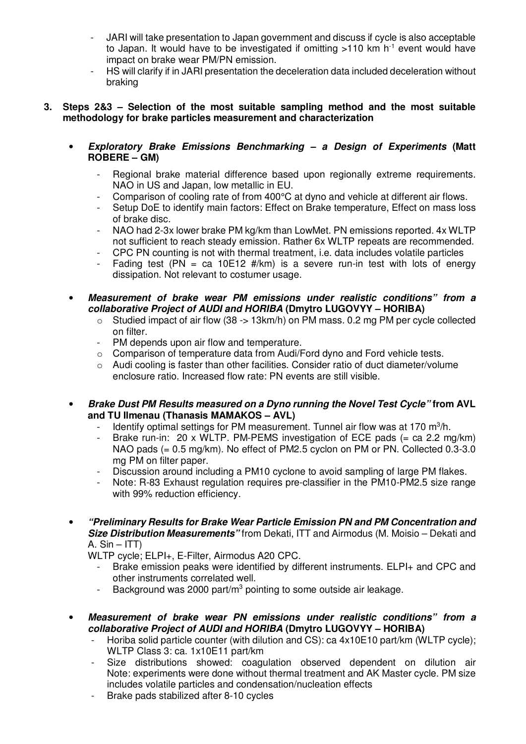- JARI will take presentation to Japan government and discuss if cycle is also acceptable to Japan. It would have to be investigated if omitting >110 km $h^{-1}$ event would have impact on brake wear PM/PN emission.
- HS will clarify if in JARI presentation the deceleration data included deceleration without braking

## 3. Steps 2&3 – Selection of the most suitable sampling method and the most suitable methodology for brake particles measurement and characterization

- ***Exploratory Brake Emissions Benchmarking – a Design of Experiments* (Matt ROBERE – GM)**
  - Regional brake material difference based upon regionally extreme requirements. NAO in US and Japan, low metallic in EU.
  - Comparison of cooling rate of from 400°C at dyno and vehicle at different air flows.
  - Setup DoE to identify main factors: Effect on Brake temperature, Effect on mass loss of brake disc.
  - NAO had 2-3x lower brake PM kg/km than LowMet. PN emissions reported. 4x WLTP not sufficient to reach steady emission. Rather 6x WLTP repeats are recommended.
  - CPC PN counting is not with thermal treatment, i.e. data includes volatile particles
  - Fading test (PN = ca 10E12 #/km) is a severe run-in test with lots of energy dissipation. Not relevant to costumer usage.

- ***Measurement of brake wear PM emissions under realistic conditions" from a collaborative Project of AUDI and HORIBA* (Dmytro LUGOVYY – HORIBA)**
  - Studied impact of air flow (38 -> 13km/h) on PM mass. 0.2 mg PM per cycle collected on filter.
  - PM depends upon air flow and temperature.
  - Comparison of temperature data from Audi/Ford dyno and Ford vehicle tests.
  - Audi cooling is faster than other facilities. Consider ratio of duct diameter/volume enclosure ratio. Increased flow rate: PN events are still visible.

- ***Brake Dust PM Results measured on a Dyno running the Novel Test Cycle"* from AVL and TU Ilmenau (Thanasis MAMAKOS – AVL)**
  - Identify optimal settings for PM measurement. Tunnel air flow was at 170 $m^3$/h.
  - Brake run-in: 20 x WLTP. PM-PEMS investigation of ECE pads (= ca 2.2 mg/km) NAO pads (= 0.5 mg/km). No effect of PM2.5 cyclon on PM or PN. Collected 0.3-3.0 mg PM on filter paper.
  - Discussion around including a PM10 cyclone to avoid sampling of large PM flakes.
  - Note: R-83 Exhaust regulation requires pre-classifier in the PM10-PM2.5 size range with 99% reduction efficiency.

- ***"Preliminary Results for Brake Wear Particle Emission PN and PM Concentration and Size Distribution Measurements"*** from Dekati, ITT and Airmodus (M. Moisio – Dekati and A. Sin – ITT)

  WLTP cycle; ELPI+, E-Filter, Airmodus A20 CPC.
  - Brake emission peaks were identified by different instruments. ELPI+ and CPC and other instruments correlated well.
  - Background was 2000 part/$m^3$ pointing to some outside air leakage.

- ***Measurement of brake wear PN emissions under realistic conditions" from a collaborative Project of AUDI and HORIBA* (Dmytro LUGOVYY – HORIBA)**
  - Horiba solid particle counter (with dilution and CS): ca 4x10E10 part/km (WLTP cycle); WLTP Class 3: ca. 1x10E11 part/km
  - Size distributions showed: coagulation observed dependent on dilution air Note: experiments were done without thermal treatment and AK Master cycle. PM size includes volatile particles and condensation/nucleation effects
  - Brake pads stabilized after 8-10 cycles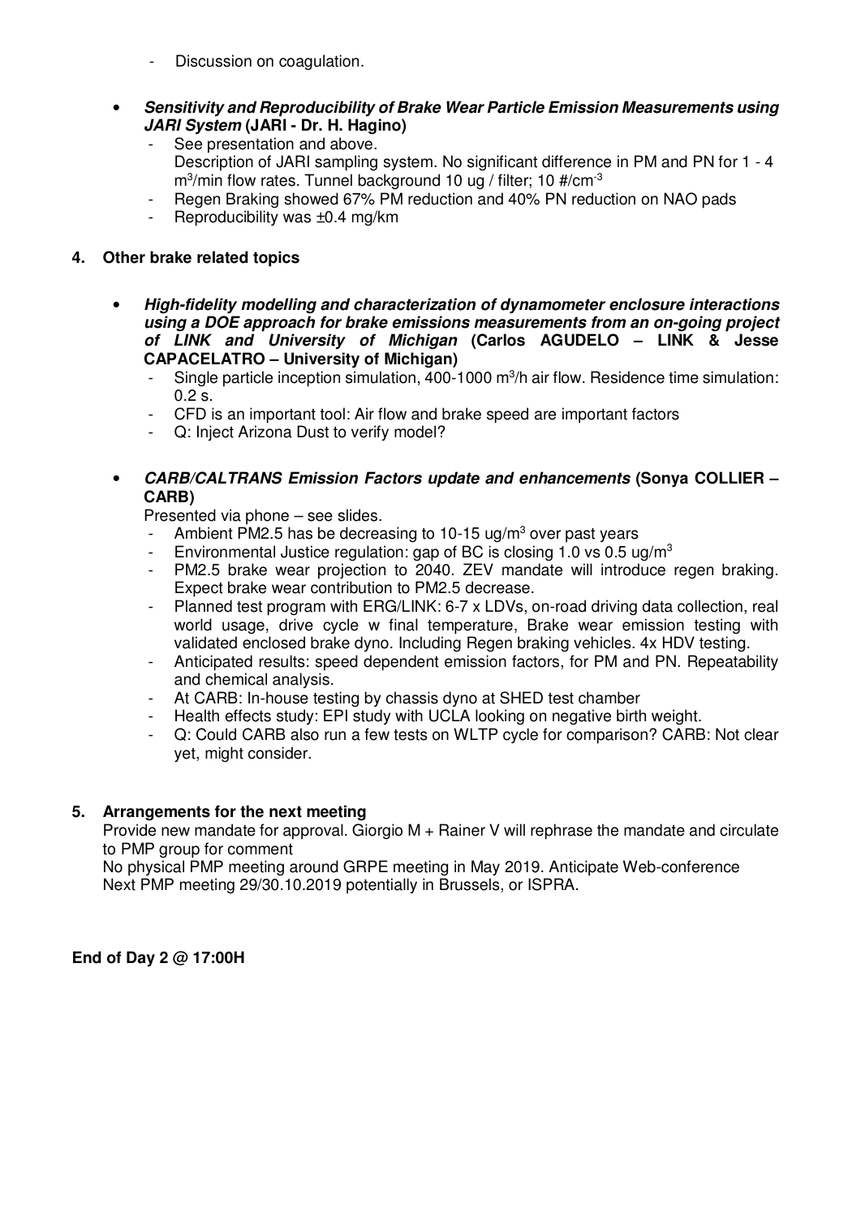- Discussion on coagulation.

- ***Sensitivity and Reproducibility of Brake Wear Particle Emission Measurements using JARI System*** **(JARI - Dr. H. Hagino)**
  - See presentation and above.
    Description of JARI sampling system. No significant difference in PM and PN for 1 - 4 $m^3$/min flow rates. Tunnel background 10 ug / filter; 10 #/$cm^{-3}$
  - Regen Braking showed 67% PM reduction and 40% PN reduction on NAO pads
  - Reproducibility was ±0.4 mg/km

**4. Other brake related topics**

- ***High-fidelity modelling and characterization of dynamometer enclosure interactions using a DOE approach for brake emissions measurements from an on-going project of LINK and University of Michigan*** **(Carlos AGUDELO – LINK & Jesse CAPACELATRO – University of Michigan)**
  - Single particle inception simulation, 400-1000 $m^3$/h air flow. Residence time simulation: 0.2 s.
  - CFD is an important tool: Air flow and brake speed are important factors
  - Q: Inject Arizona Dust to verify model?

- ***CARB/CALTRANS Emission Factors update and enhancements*** **(Sonya COLLIER – CARB)**

  Presented via phone – see slides.
  - Ambient PM2.5 has be decreasing to 10-15 ug/$m^3$ over past years
  - Environmental Justice regulation: gap of BC is closing 1.0 vs 0.5 ug/$m^3$
  - PM2.5 brake wear projection to 2040. ZEV mandate will introduce regen braking. Expect brake wear contribution to PM2.5 decrease.
  - Planned test program with ERG/LINK: 6-7 x LDVs, on-road driving data collection, real world usage, drive cycle w final temperature, Brake wear emission testing with validated enclosed brake dyno. Including Regen braking vehicles. 4x HDV testing.
  - Anticipated results: speed dependent emission factors, for PM and PN. Repeatability and chemical analysis.
  - At CARB: In-house testing by chassis dyno at SHED test chamber
  - Health effects study: EPI study with UCLA looking on negative birth weight.
  - Q: Could CARB also run a few tests on WLTP cycle for comparison? CARB: Not clear yet, might consider.

**5. Arrangements for the next meeting**

Provide new mandate for approval. Giorgio M + Rainer V will rephrase the mandate and circulate to PMP group for comment

No physical PMP meeting around GRPE meeting in May 2019. Anticipate Web-conference

Next PMP meeting 29/30.10.2019 potentially in Brussels, or ISPRA.

**End of Day 2 @ 17:00H**